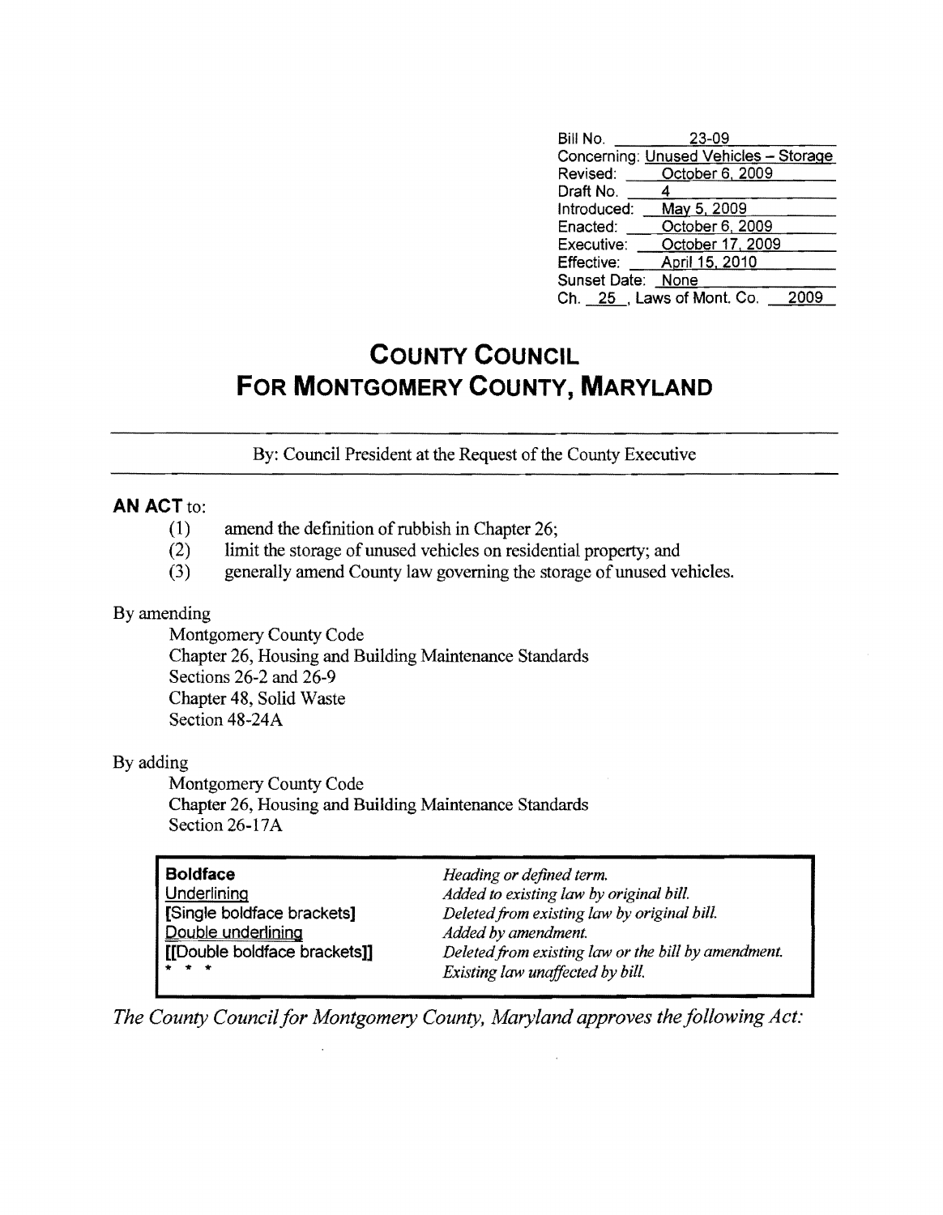| | |
|---|---|
| Bill No. | 23-09 |
| Concerning: | Unused Vehicles – Storage |
| Revised: | October 6, 2009 |
| Draft No. | 4 |
| Introduced: | May 5, 2009 |
| Enacted: | October 6, 2009 |
| Executive: | October 17, 2009 |
| Effective: | April 15, 2010 |
| Sunset Date: | None |
| Ch. 25, Laws of Mont. Co. | 2009 |

# COUNTY COUNCIL
# FOR MONTGOMERY COUNTY, MARYLAND

By: Council President at the Request of the County Executive

**AN ACT** to:

(1) amend the definition of rubbish in Chapter 26;
(2) limit the storage of unused vehicles on residential property; and
(3) generally amend County law governing the storage of unused vehicles.

By amending

Montgomery County Code
Chapter 26, Housing and Building Maintenance Standards
Sections 26-2 and 26-9
Chapter 48, Solid Waste
Section 48-24A

By adding

Montgomery County Code
Chapter 26, Housing and Building Maintenance Standards
Section 26-17A

| | |
|---|---|
| **Boldface** | *Heading or defined term.* |
| Underlining | *Added to existing law by original bill.* |
| **[Single boldface brackets]** | *Deleted from existing law by original bill.* |
| Double underlining | *Added by amendment.* |
| **[[Double boldface brackets]]** | *Deleted from existing law or the bill by amendment.* |
| * * * | *Existing law unaffected by bill.* |

*The County Council for Montgomery County, Maryland approves the following Act:*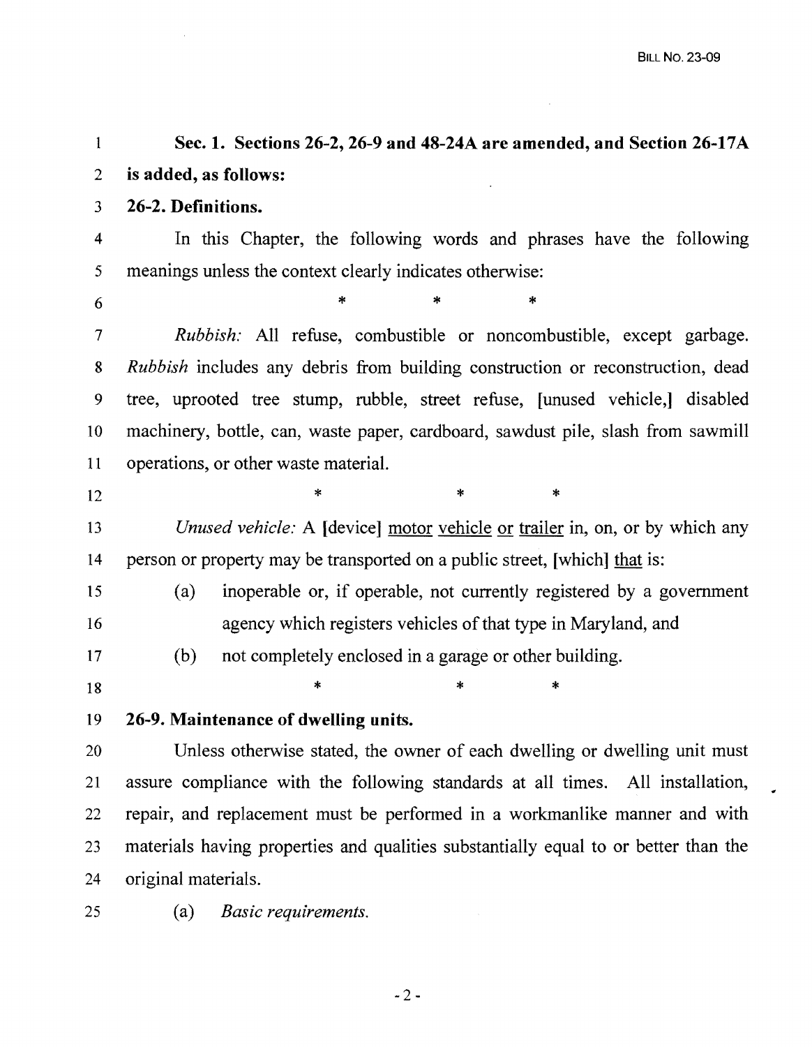**Sec. 1. Sections 26-2, 26-9 and 48-24A are amended, and Section 26-17A is added, as follows:**

**26-2. Definitions.**

In this Chapter, the following words and phrases have the following meanings unless the context clearly indicates otherwise:

\* \* \*

*Rubbish:* All refuse, combustible or noncombustible, except garbage. *Rubbish* includes any debris from building construction or reconstruction, dead tree, uprooted tree stump, rubble, street refuse, [unused vehicle,] disabled machinery, bottle, can, waste paper, cardboard, sawdust pile, slash from sawmill operations, or other waste material.

\* \* \*

*Unused vehicle:* A [device] <u>motor vehicle or trailer</u> in, on, or by which any person or property may be transported on a public street, [which] <u>that</u> is:

(a) inoperable or, if operable, not currently registered by a government agency which registers vehicles of that type in Maryland, and

(b) not completely enclosed in a garage or other building.

\* \* \*

**26-9. Maintenance of dwelling units.**

Unless otherwise stated, the owner of each dwelling or dwelling unit must assure compliance with the following standards at all times. All installation, repair, and replacement must be performed in a workmanlike manner and with materials having properties and qualities substantially equal to or better than the original materials.

(a) *Basic requirements.*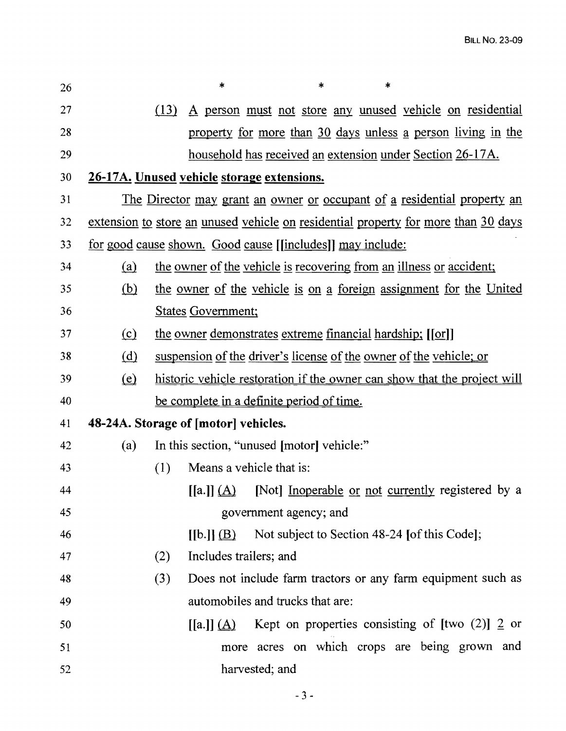\* \* \*

(13) A person must not store any unused vehicle on residential property for more than 30 days unless a person living in the household has received an extension under Section 26-17A.

**26-17A. Unused vehicle storage extensions.**

The Director may grant an owner or occupant of a residential property an extension to store an unused vehicle on residential property for more than 30 days for good cause shown. Good cause [[includes]] may include:

(a) the owner of the vehicle is recovering from an illness or accident;

(b) the owner of the vehicle is on a foreign assignment for the United States Government;

(c) the owner demonstrates extreme financial hardship; [[or]]

(d) suspension of the driver's license of the owner of the vehicle; or

(e) historic vehicle restoration if the owner can show that the project will be complete in a definite period of time.

**48-24A. Storage of [motor] vehicles.**

(a) In this section, "unused [motor] vehicle:"

(1) Means a vehicle that is:

[[a.]] (A) [Not] Inoperable or not currently registered by a government agency; and

[[b.]] (B) Not subject to Section 48-24 [of this Code];

(2) Includes trailers; and

(3) Does not include farm tractors or any farm equipment such as automobiles and trucks that are:

[[a.]] (A) Kept on properties consisting of [two (2)] 2 or more acres on which crops are being grown and harvested; and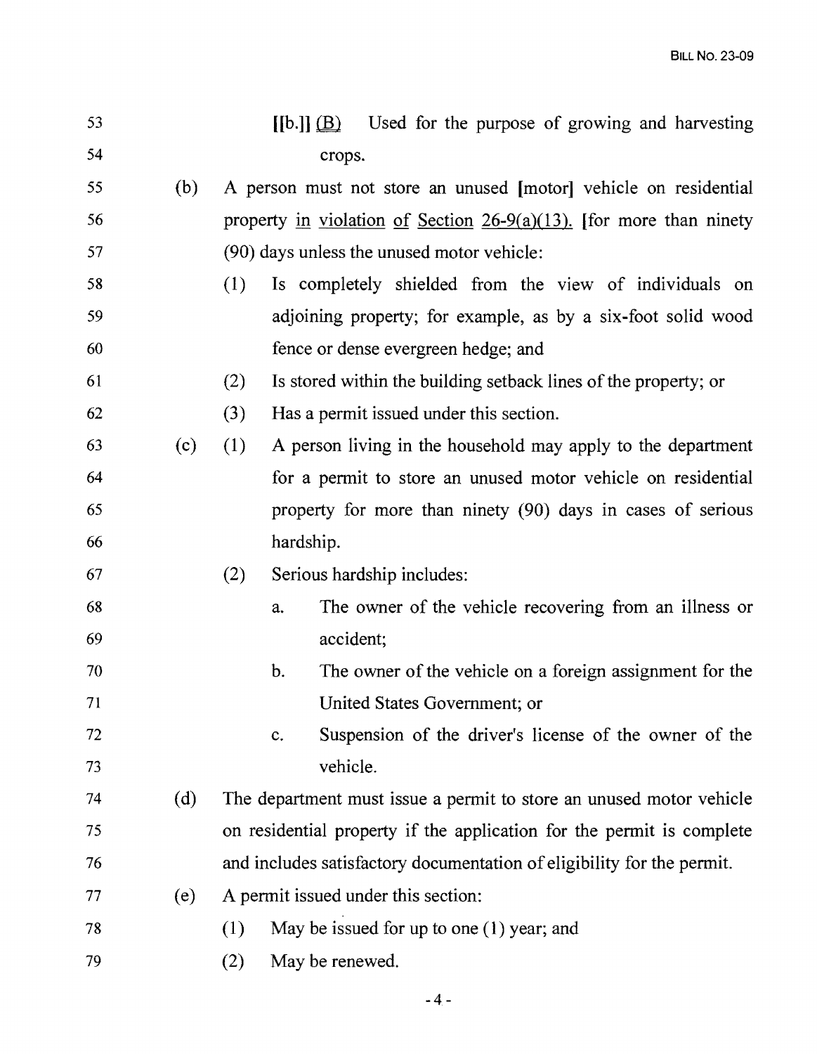[[b.]] <u>(B)</u> Used for the purpose of growing and harvesting crops.

(b) A person must not store an unused [motor] vehicle on residential property <u>in violation of Section 26-9(a)(13).</u> [for more than ninety (90) days unless the unused motor vehicle:

(1) Is completely shielded from the view of individuals on adjoining property; for example, as by a six-foot solid wood fence or dense evergreen hedge; and

(2) Is stored within the building setback lines of the property; or

(3) Has a permit issued under this section.

(c) (1) A person living in the household may apply to the department for a permit to store an unused motor vehicle on residential property for more than ninety (90) days in cases of serious hardship.

(2) Serious hardship includes:

a. The owner of the vehicle recovering from an illness or accident;

b. The owner of the vehicle on a foreign assignment for the United States Government; or

c. Suspension of the driver's license of the owner of the vehicle.

(d) The department must issue a permit to store an unused motor vehicle on residential property if the application for the permit is complete and includes satisfactory documentation of eligibility for the permit.

(e) A permit issued under this section:

(1) May be issued for up to one (1) year; and

(2) May be renewed.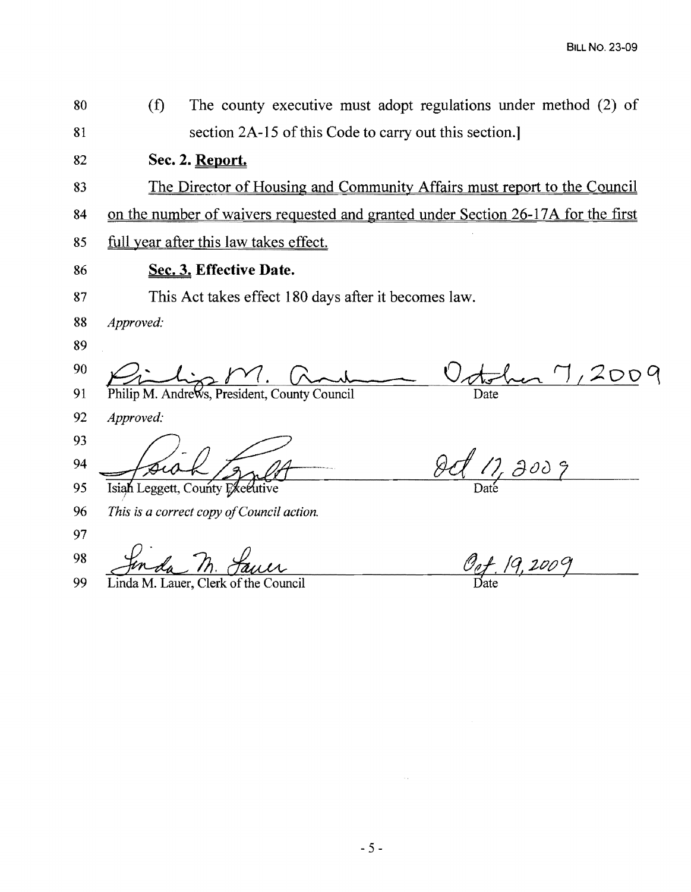80 (f) The county executive must adopt regulations under method (2) of
81 section 2A-15 of this Code to carry out this section.]

82 **Sec. 2. Report.**

83 The Director of Housing and Community Affairs must report to the Council
84 on the number of waivers requested and granted under Section 26-17A for the first
85 full year after this law takes effect.

86 **Sec. 3. Effective Date.**

87 This Act takes effect 180 days after it becomes law.

88 *Approved:*

89

90 Philip M. Andrews — October 7, 2009

91 Philip M. Andrews, President, County Council — Date

92 *Approved:*

93

94 Isiah Leggett — Oct 17, 2009

95 Isiah Leggett, County Executive — Date

96 *This is a correct copy of Council action.*

97

98 Linda M. Lauer — Oct. 19, 2009

99 Linda M. Lauer, Clerk of the Council — Date